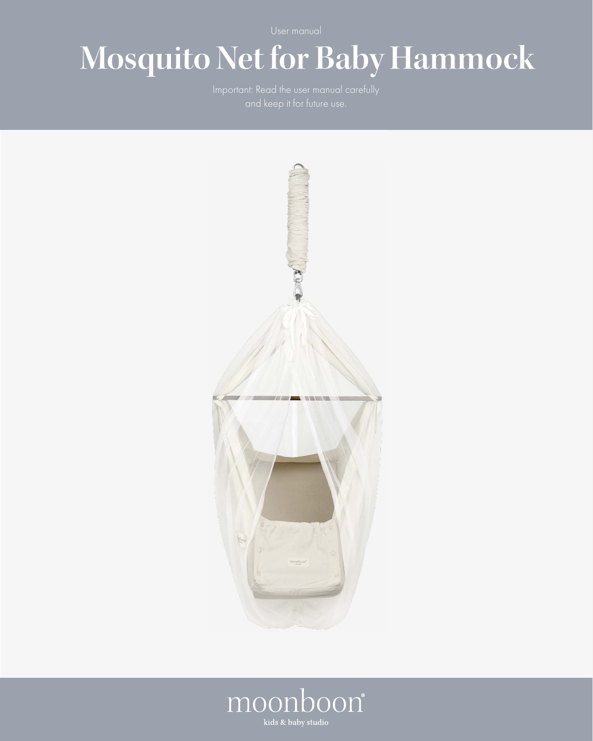User manual

# Mosquito Net for Baby Hammock

Important: Read the user manual carefully and keep it for future use.

moonboon®

kids & baby studio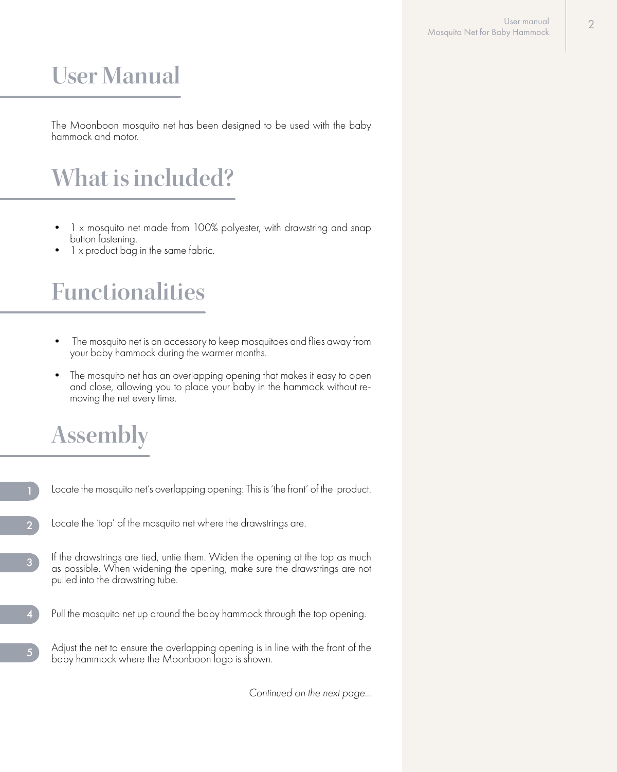# User Manual

The Moonboon mosquito net has been designed to be used with the baby hammock and motor.

# What is included?

- 1 x mosquito net made from 100% polyester, with drawstring and snap button fastening.
- 1 x product bag in the same fabric.

# Functionalities

- The mosquito net is an accessory to keep mosquitoes and flies away from your baby hammock during the warmer months.
- The mosquito net has an overlapping opening that makes it easy to open and close, allowing you to place your baby in the hammock without removing the net every time.

# Assembly

1. Locate the mosquito net's overlapping opening: This is 'the front' of the product.
2. Locate the 'top' of the mosquito net where the drawstrings are.
3. If the drawstrings are tied, untie them. Widen the opening at the top as much as possible. When widening the opening, make sure the drawstrings are not pulled into the drawstring tube.
4. Pull the mosquito net up around the baby hammock through the top opening.
5. Adjust the net to ensure the overlapping opening is in line with the front of the baby hammock where the Moonboon logo is shown.

*Continued on the next page...*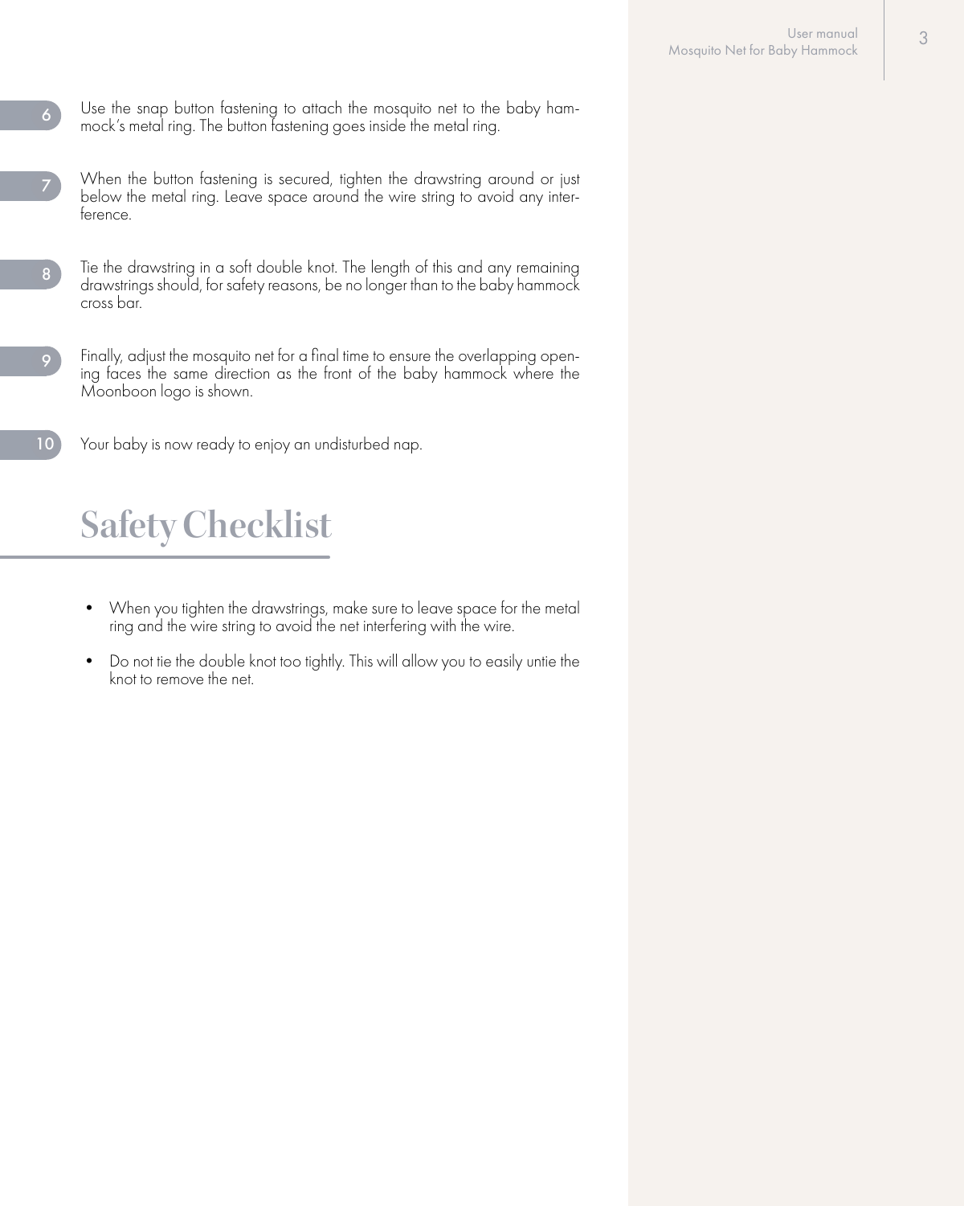6. Use the snap button fastening to attach the mosquito net to the baby hammock's metal ring. The button fastening goes inside the metal ring.

7. When the button fastening is secured, tighten the drawstring around or just below the metal ring. Leave space around the wire string to avoid any interference.

8. Tie the drawstring in a soft double knot. The length of this and any remaining drawstrings should, for safety reasons, be no longer than to the baby hammock cross bar.

9. Finally, adjust the mosquito net for a final time to ensure the overlapping opening faces the same direction as the front of the baby hammock where the Moonboon logo is shown.

10. Your baby is now ready to enjoy an undisturbed nap.

## Safety Checklist

- When you tighten the drawstrings, make sure to leave space for the metal ring and the wire string to avoid the net interfering with the wire.

- Do not tie the double knot too tightly. This will allow you to easily untie the knot to remove the net.